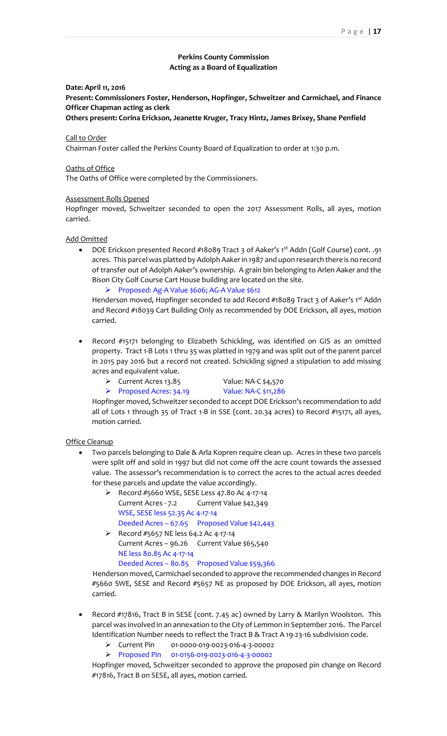## Perkins County Commission
## Acting as a Board of Equalization

**Date: April 11, 2016**

**Present: Commissioners Foster, Henderson, Hopfinger, Schweitzer and Carmichael, and Finance Officer Chapman acting as clerk**

**Others present: Corina Erickson, Jeanette Kruger, Tracy Hintz, James Brixey, Shane Penfield**

Call to Order

Chairman Foster called the Perkins County Board of Equalization to order at 1:30 p.m.

Oaths of Office

The Oaths of Office were completed by the Commissioners.

Assessment Rolls Opened

Hopfinger moved, Schweitzer seconded to open the 2017 Assessment Rolls, all ayes, motion carried.

Add Omitted

- DOE Erickson presented Record #18089 Tract 3 of Aaker's 1st Addn (Golf Course) cont. .91 acres. This parcel was platted by Adolph Aaker in 1987 and upon research there is no record of transfer out of Adolph Aaker's ownership. A grain bin belonging to Arlen Aaker and the Bison City Golf Course Cart House building are located on the site.
  - Proposed: Ag-A Value $606; AG-A Value $612

  Henderson moved, Hopfinger seconded to add Record #18089 Tract 3 of Aaker's 1st Addn and Record #18039 Cart Building Only as recommended by DOE Erickson, all ayes, motion carried.

- Record #15171 belonging to Elizabeth Schickling, was identified on GIS as an omitted property. Tract 1-B Lots 1 thru 35 was platted in 1979 and was split out of the parent parcel in 2015 pay 2016 but a record not created. Schickling signed a stipulation to add missing acres and equivalent value.
  - Current Acres 13.85 Value: NA-C $4,570
  - Proposed Acres: 34.19 Value: NA-C $11,286

  Hopfinger moved, Schweitzer seconded to accept DOE Erickson's recommendation to add all of Lots 1 through 35 of Tract 1-B in SSE (cont. 20.34 acres) to Record #15171, all ayes, motion carried.

Office Cleanup

- Two parcels belonging to Dale & Arla Kopren require clean up. Acres in these two parcels were split off and sold in 1997 but did not come off the acre count towards the assessed value. The assessor's recommendation is to correct the acres to the actual acres deeded for these parcels and update the value accordingly.
  - Record #5660 WSE, SESE Less 47.80 Ac 4-17-14
    Current Acres - 7.2 Current Value $42,349
    WSE, SESE less 52.35 Ac 4-17-14
    Deeded Acres – 67.65 Proposed Value $42,443
  - Record #5657 NE less 64.2 Ac 4-17-14
    Current Acres – 96.26 Current Value $65,540
    NE less 80.85 Ac 4-17-14
    Deeded Acres – 80.85 Proposed Value $59,366

  Henderson moved, Carmichael seconded to approve the recommended changes in Record #5660 SWE, SESE and Record #5657 NE as proposed by DOE Erickson, all ayes, motion carried.

- Record #17816, Tract B in SESE (cont. 7.45 ac) owned by Larry & Marilyn Woolston. This parcel was involved in an annexation to the City of Lemmon in September 2016. The Parcel Identification Number needs to reflect the Tract B & Tract A 19-23-16 subdivision code.
  - Current Pin 01-0000-019-0023-016-4-3-00002
  - Proposed Pin 01-0156-019-0023-016-4-3-00002

  Hopfinger moved, Schweitzer seconded to approve the proposed pin change on Record #17816, Tract B on SESE, all ayes, motion carried.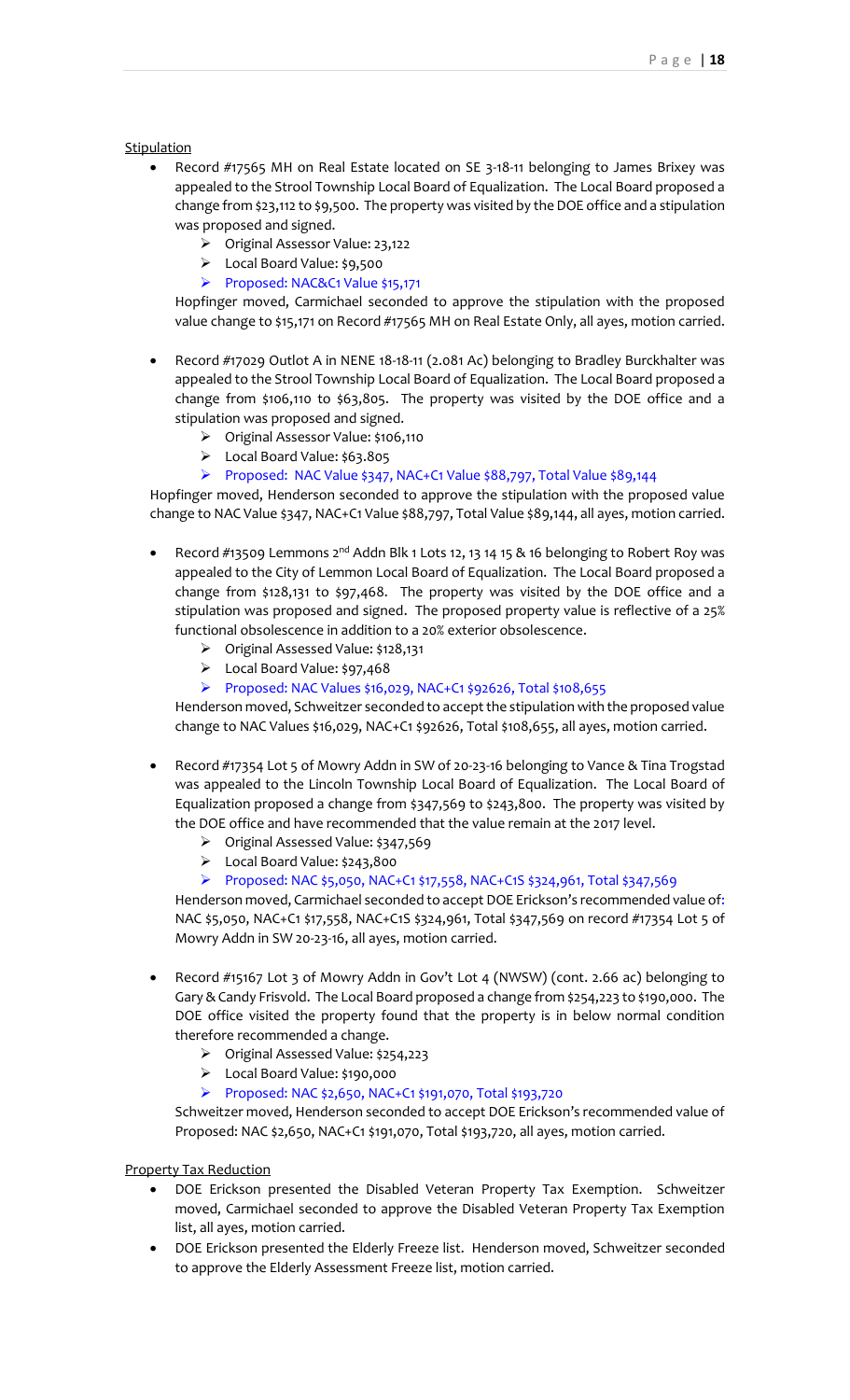Stipulation

- Record #17565 MH on Real Estate located on SE 3-18-11 belonging to James Brixey was appealed to the Strool Township Local Board of Equalization. The Local Board proposed a change from $23,112 to $9,500. The property was visited by the DOE office and a stipulation was proposed and signed.
  - Original Assessor Value: 23,122
  - Local Board Value: $9,500
  - Proposed: NAC&C1 Value $15,171

  Hopfinger moved, Carmichael seconded to approve the stipulation with the proposed value change to $15,171 on Record #17565 MH on Real Estate Only, all ayes, motion carried.

- Record #17029 Outlot A in NENE 18-18-11 (2.081 Ac) belonging to Bradley Burckhalter was appealed to the Strool Township Local Board of Equalization. The Local Board proposed a change from $106,110 to $63,805. The property was visited by the DOE office and a stipulation was proposed and signed.
  - Original Assessor Value: $106,110
  - Local Board Value: $63.805
  - Proposed: NAC Value $347, NAC+C1 Value $88,797, Total Value $89,144

  Hopfinger moved, Henderson seconded to approve the stipulation with the proposed value change to NAC Value $347, NAC+C1 Value $88,797, Total Value $89,144, all ayes, motion carried.

- Record #13509 Lemmons 2nd Addn Blk 1 Lots 12, 13 14 15 & 16 belonging to Robert Roy was appealed to the City of Lemmon Local Board of Equalization. The Local Board proposed a change from $128,131 to $97,468. The property was visited by the DOE office and a stipulation was proposed and signed. The proposed property value is reflective of a 25% functional obsolescence in addition to a 20% exterior obsolescence.
  - Original Assessed Value: $128,131
  - Local Board Value: $97,468
  - Proposed: NAC Values $16,029, NAC+C1 $92626, Total $108,655

  Henderson moved, Schweitzer seconded to accept the stipulation with the proposed value change to NAC Values $16,029, NAC+C1 $92626, Total $108,655, all ayes, motion carried.

- Record #17354 Lot 5 of Mowry Addn in SW of 20-23-16 belonging to Vance & Tina Trogstad was appealed to the Lincoln Township Local Board of Equalization. The Local Board of Equalization proposed a change from $347,569 to $243,800. The property was visited by the DOE office and have recommended that the value remain at the 2017 level.
  - Original Assessed Value: $347,569
  - Local Board Value: $243,800
  - Proposed: NAC $5,050, NAC+C1 $17,558, NAC+C1S $324,961, Total $347,569

  Henderson moved, Carmichael seconded to accept DOE Erickson's recommended value of: NAC $5,050, NAC+C1 $17,558, NAC+C1S $324,961, Total $347,569 on record #17354 Lot 5 of Mowry Addn in SW 20-23-16, all ayes, motion carried.

- Record #15167 Lot 3 of Mowry Addn in Gov't Lot 4 (NWSW) (cont. 2.66 ac) belonging to Gary & Candy Frisvold. The Local Board proposed a change from $254,223 to $190,000. The DOE office visited the property found that the property is in below normal condition therefore recommended a change.
  - Original Assessed Value: $254,223
  - Local Board Value: $190,000
  - Proposed: NAC $2,650, NAC+C1 $191,070, Total $193,720

  Schweitzer moved, Henderson seconded to accept DOE Erickson's recommended value of Proposed: NAC $2,650, NAC+C1 $191,070, Total $193,720, all ayes, motion carried.

Property Tax Reduction

- DOE Erickson presented the Disabled Veteran Property Tax Exemption. Schweitzer moved, Carmichael seconded to approve the Disabled Veteran Property Tax Exemption list, all ayes, motion carried.
- DOE Erickson presented the Elderly Freeze list. Henderson moved, Schweitzer seconded to approve the Elderly Assessment Freeze list, motion carried.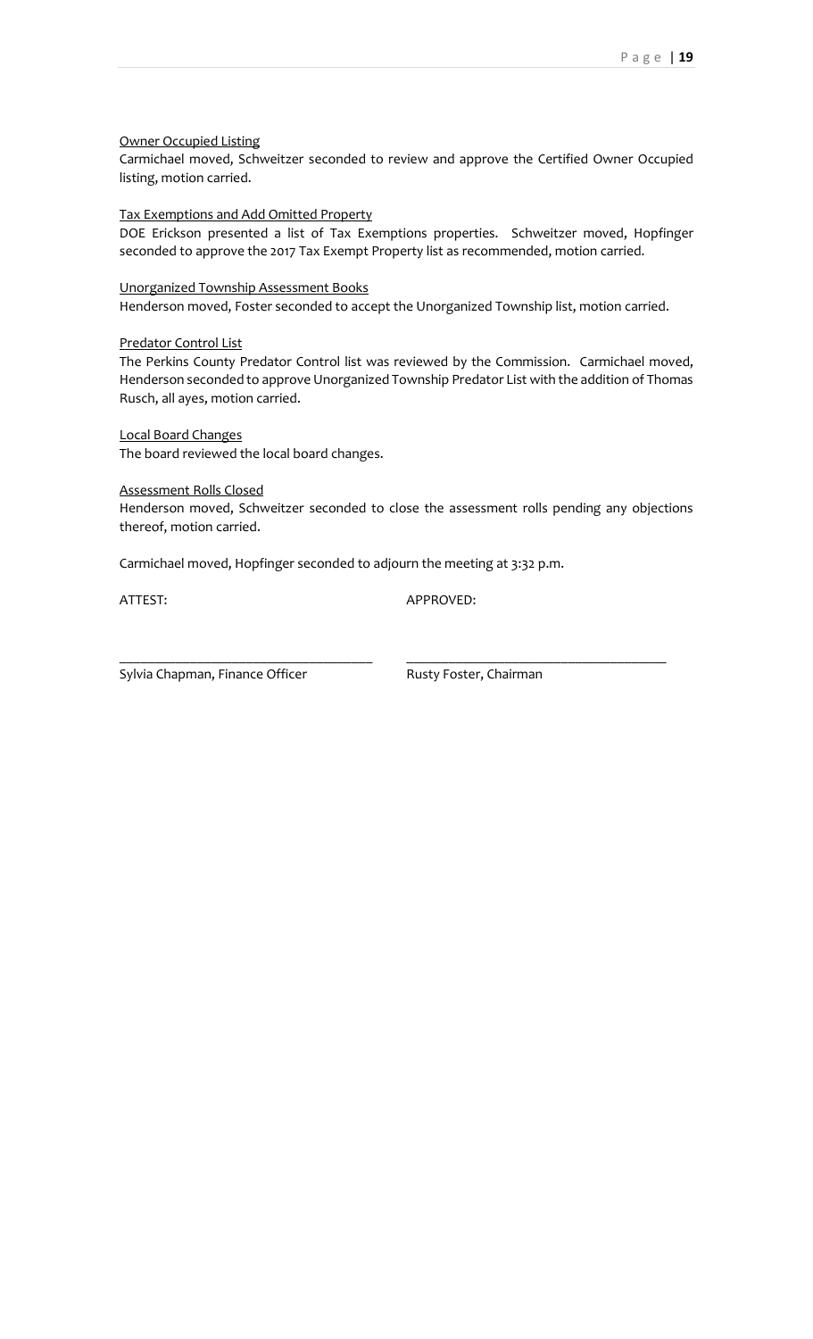Owner Occupied Listing

Carmichael moved, Schweitzer seconded to review and approve the Certified Owner Occupied listing, motion carried.

Tax Exemptions and Add Omitted Property

DOE Erickson presented a list of Tax Exemptions properties. Schweitzer moved, Hopfinger seconded to approve the 2017 Tax Exempt Property list as recommended, motion carried.

Unorganized Township Assessment Books

Henderson moved, Foster seconded to accept the Unorganized Township list, motion carried.

Predator Control List

The Perkins County Predator Control list was reviewed by the Commission. Carmichael moved, Henderson seconded to approve Unorganized Township Predator List with the addition of Thomas Rusch, all ayes, motion carried.

Local Board Changes

The board reviewed the local board changes.

Assessment Rolls Closed

Henderson moved, Schweitzer seconded to close the assessment rolls pending any objections thereof, motion carried.

Carmichael moved, Hopfinger seconded to adjourn the meeting at 3:32 p.m.

ATTEST: APPROVED:

___________________________________ ___________________________________

Sylvia Chapman, Finance Officer Rusty Foster, Chairman